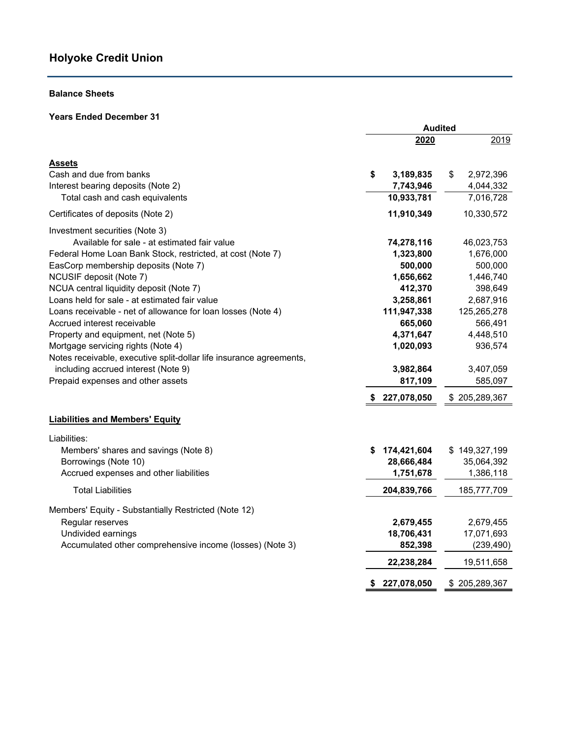# Holyoke Credit Union

**Balance Sheets**

**Years Ended December 31**

| | Audited | |
|---|---|---|
| | **2020** | 2019 |
| **Assets** | | |
| Cash and due from banks | **$ 3,189,835** | $ 2,972,396 |
| Interest bearing deposits (Note 2) | **7,743,946** | 4,044,332 |
| Total cash and cash equivalents | **10,933,781** | 7,016,728 |
| Certificates of deposits (Note 2) | **11,910,349** | 10,330,572 |
| Investment securities (Note 3) | | |
| Available for sale - at estimated fair value | **74,278,116** | 46,023,753 |
| Federal Home Loan Bank Stock, restricted, at cost (Note 7) | **1,323,800** | 1,676,000 |
| EasCorp membership deposits (Note 7) | **500,000** | 500,000 |
| NCUSIF deposit (Note 7) | **1,656,662** | 1,446,740 |
| NCUA central liquidity deposit (Note 7) | **412,370** | 398,649 |
| Loans held for sale - at estimated fair value | **3,258,861** | 2,687,916 |
| Loans receivable - net of allowance for loan losses (Note 4) | **111,947,338** | 125,265,278 |
| Accrued interest receivable | **665,060** | 566,491 |
| Property and equipment, net (Note 5) | **4,371,647** | 4,448,510 |
| Mortgage servicing rights (Note 4) | **1,020,093** | 936,574 |
| Notes receivable, executive split-dollar life insurance agreements, including accrued interest (Note 9) | **3,982,864** | 3,407,059 |
| Prepaid expenses and other assets | **817,109** | 585,097 |
| | **$ 227,078,050** | $ 205,289,367 |
| **Liabilities and Members' Equity** | | |
| Liabilities: | | |
| Members' shares and savings (Note 8) | **$ 174,421,604** | $ 149,327,199 |
| Borrowings (Note 10) | **28,666,484** | 35,064,392 |
| Accrued expenses and other liabilities | **1,751,678** | 1,386,118 |
| Total Liabilities | **204,839,766** | 185,777,709 |
| Members' Equity - Substantially Restricted (Note 12) | | |
| Regular reserves | **2,679,455** | 2,679,455 |
| Undivided earnings | **18,706,431** | 17,071,693 |
| Accumulated other comprehensive income (losses) (Note 3) | **852,398** | (239,490) |
| | **22,238,284** | 19,511,658 |
| | **$ 227,078,050** | $ 205,289,367 |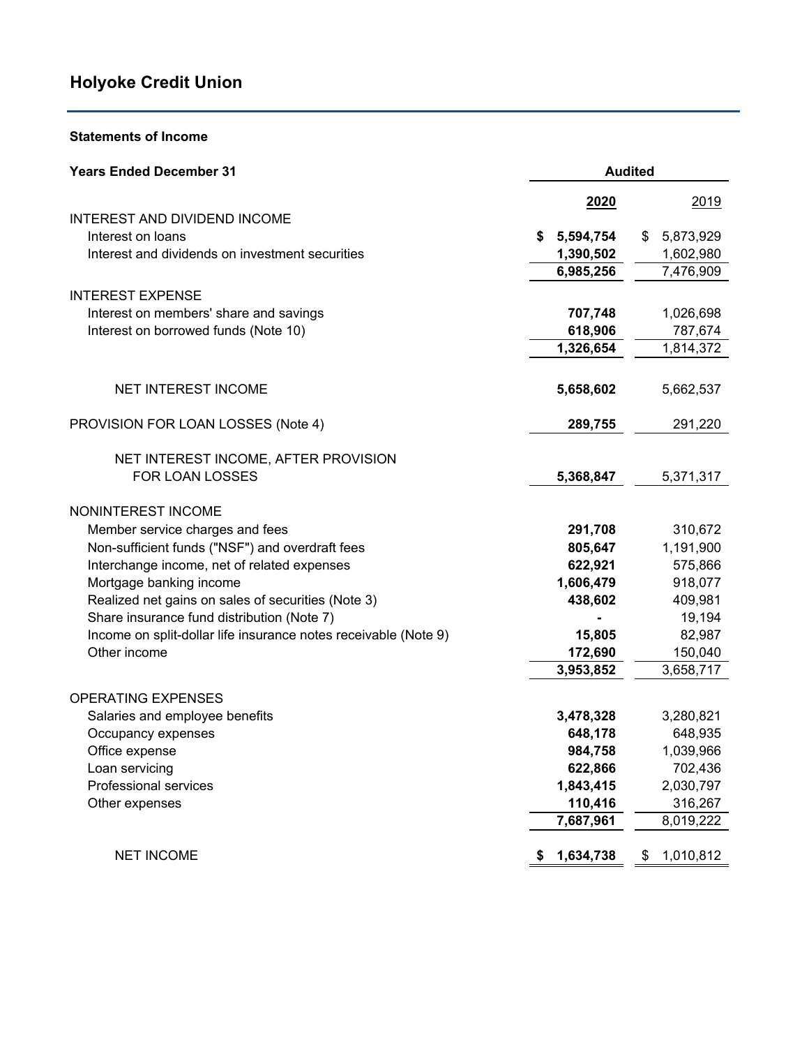# Holyoke Credit Union

## Statements of Income

| Years Ended December 31 | Audited | |
|---|---|---|
| | **2020** | 2019 |
| INTEREST AND DIVIDEND INCOME | | |
| Interest on loans | **$ 5,594,754** | $ 5,873,929 |
| Interest and dividends on investment securities | **1,390,502** | 1,602,980 |
| | **6,985,256** | 7,476,909 |
| INTEREST EXPENSE | | |
| Interest on members' share and savings | **707,748** | 1,026,698 |
| Interest on borrowed funds (Note 10) | **618,906** | 787,674 |
| | **1,326,654** | 1,814,372 |
| NET INTEREST INCOME | **5,658,602** | 5,662,537 |
| PROVISION FOR LOAN LOSSES (Note 4) | **289,755** | 291,220 |
| NET INTEREST INCOME, AFTER PROVISION FOR LOAN LOSSES | **5,368,847** | 5,371,317 |
| NONINTEREST INCOME | | |
| Member service charges and fees | **291,708** | 310,672 |
| Non-sufficient funds ("NSF") and overdraft fees | **805,647** | 1,191,900 |
| Interchange income, net of related expenses | **622,921** | 575,866 |
| Mortgage banking income | **1,606,479** | 918,077 |
| Realized net gains on sales of securities (Note 3) | **438,602** | 409,981 |
| Share insurance fund distribution (Note 7) | **-** | 19,194 |
| Income on split-dollar life insurance notes receivable (Note 9) | **15,805** | 82,987 |
| Other income | **172,690** | 150,040 |
| | **3,953,852** | 3,658,717 |
| OPERATING EXPENSES | | |
| Salaries and employee benefits | **3,478,328** | 3,280,821 |
| Occupancy expenses | **648,178** | 648,935 |
| Office expense | **984,758** | 1,039,966 |
| Loan servicing | **622,866** | 702,436 |
| Professional services | **1,843,415** | 2,030,797 |
| Other expenses | **110,416** | 316,267 |
| | **7,687,961** | 8,019,222 |
| NET INCOME | **$ 1,634,738** | $ 1,010,812 |